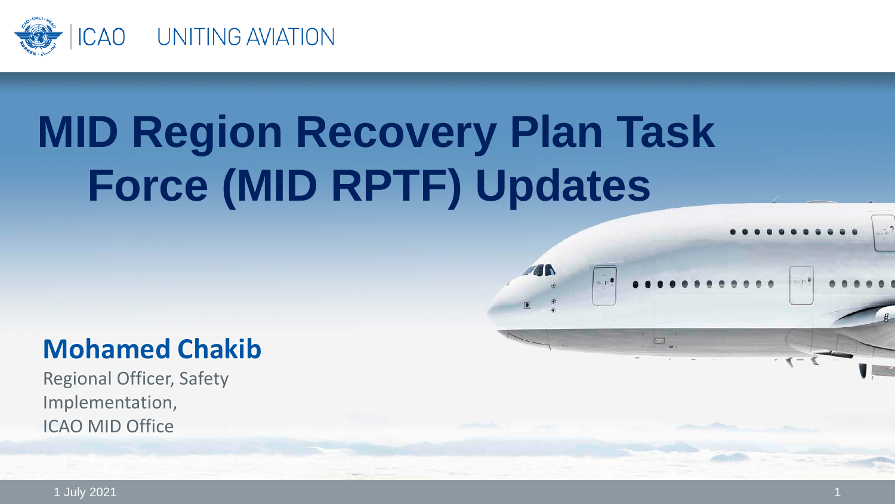ICAO UNITING AVIATION

# MID Region Recovery Plan Task Force (MID RPTF) Updates

**Mohamed Chakib**

Regional Officer, Safety Implementation,
ICAO MID Office

1 July 2021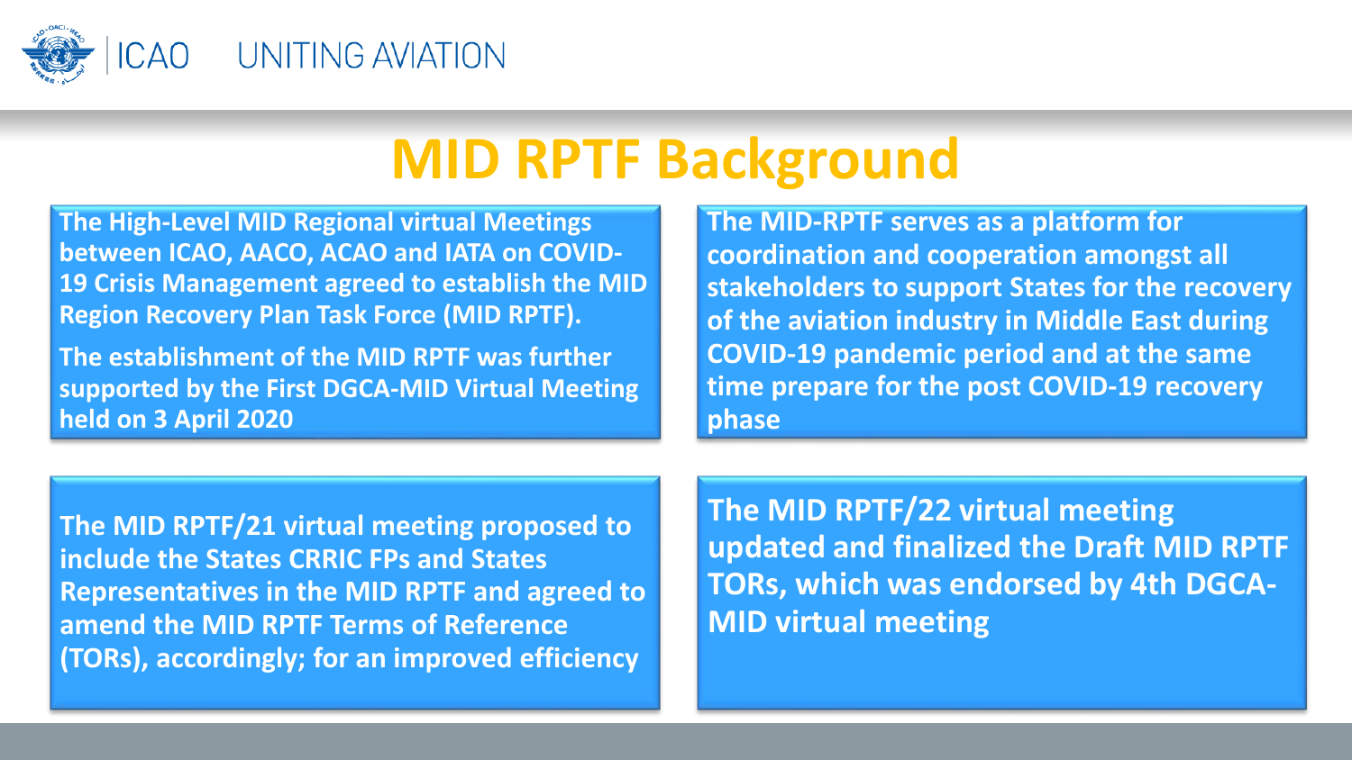# MID RPTF Background

The High-Level MID Regional virtual Meetings between ICAO, AACO, ACAO and IATA on COVID-19 Crisis Management agreed to establish the MID Region Recovery Plan Task Force (MID RPTF).

The establishment of the MID RPTF was further supported by the First DGCA-MID Virtual Meeting held on 3 April 2020

The MID-RPTF serves as a platform for coordination and cooperation amongst all stakeholders to support States for the recovery of the aviation industry in Middle East during COVID-19 pandemic period and at the same time prepare for the post COVID-19 recovery phase

The MID RPTF/21 virtual meeting proposed to include the States CRRIC FPs and States Representatives in the MID RPTF and agreed to amend the MID RPTF Terms of Reference (TORs), accordingly; for an improved efficiency

The MID RPTF/22 virtual meeting updated and finalized the Draft MID RPTF TORs, which was endorsed by 4th DGCA-MID virtual meeting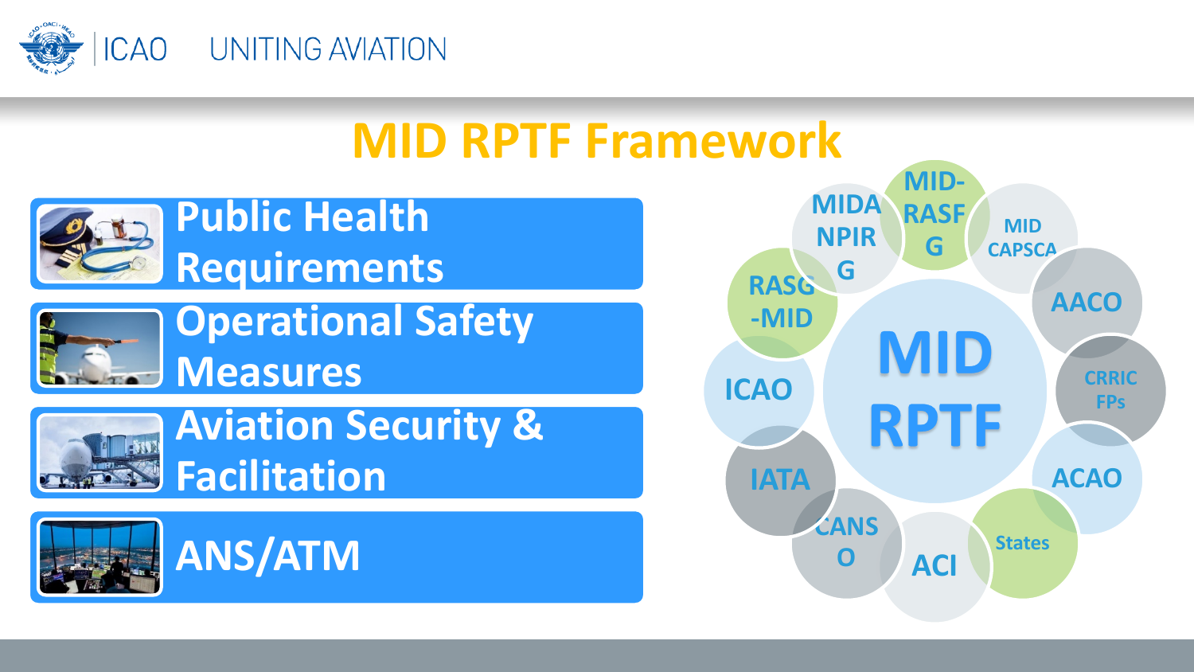# MID RPTF Framework

- Public Health Requirements
- Operational Safety Measures
- Aviation Security & Facilitation
- ANS/ATM

**MID RPTF**

- MIDANPIRG
- MID-RASFG
- MID CAPSCA
- AACO
- CRRIC FPs
- ACAO
- States
- ACI
- CANSO
- IATA
- ICAO
- RASG-MID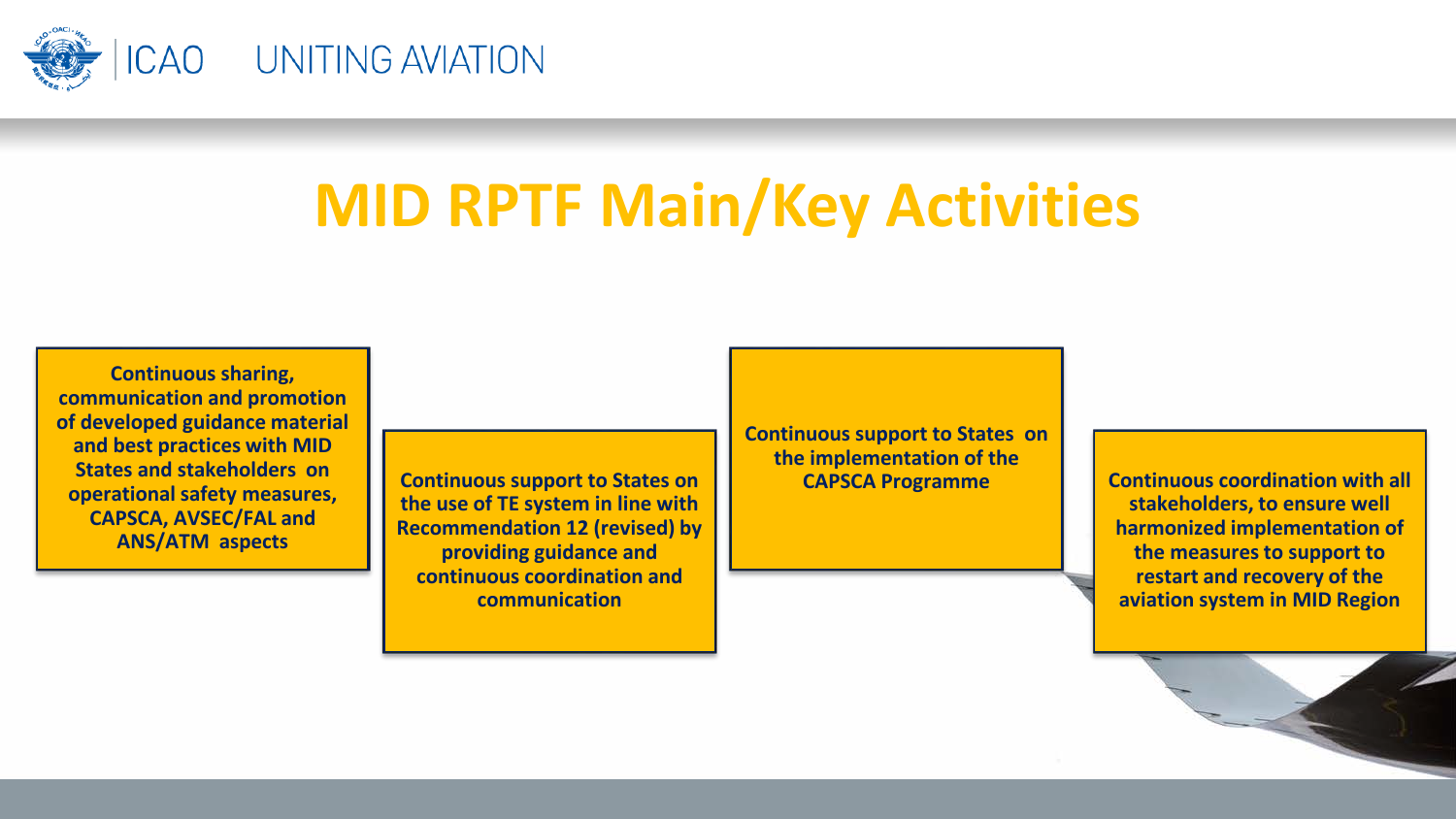# MID RPTF Main/Key Activities

- **Continuous sharing, communication and promotion of developed guidance material and best practices with MID States and stakeholders on operational safety measures, CAPSCA, AVSEC/FAL and ANS/ATM aspects**

- **Continuous support to States on the use of TE system in line with Recommendation 12 (revised) by providing guidance and continuous coordination and communication**

- **Continuous support to States on the implementation of the CAPSCA Programme**

- **Continuous coordination with all stakeholders, to ensure well harmonized implementation of the measures to support to restart and recovery of the aviation system in MID Region**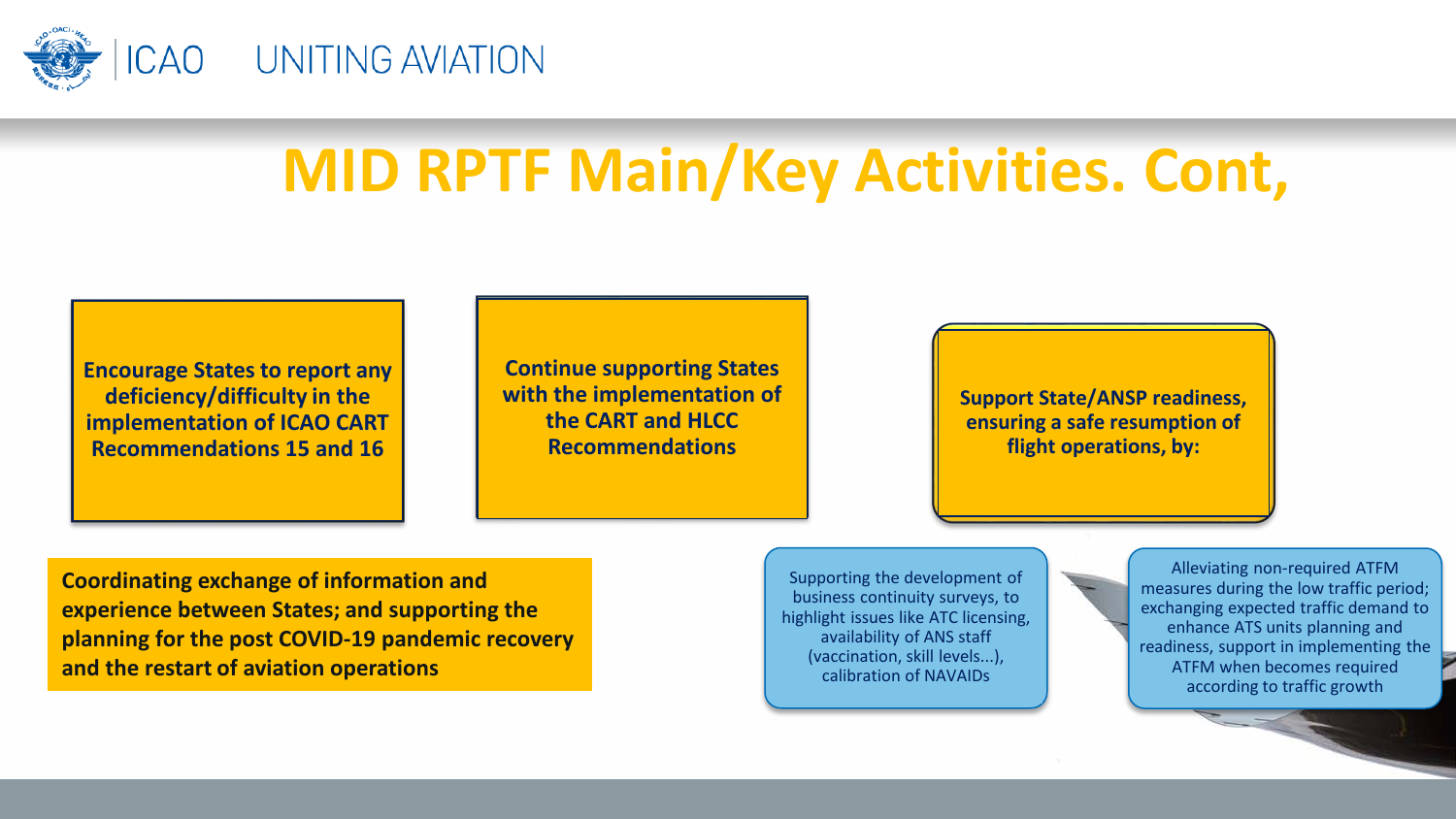# MID RPTF Main/Key Activities. Cont,

**Encourage States to report any deficiency/difficulty in the implementation of ICAO CART Recommendations 15 and 16**

**Continue supporting States with the implementation of the CART and HLCC Recommendations**

**Support State/ANSP readiness, ensuring a safe resumption of flight operations, by:**

- Supporting the development of business continuity surveys, to highlight issues like ATC licensing, availability of ANS staff (vaccination, skill levels...), calibration of NAVAIDs
- Alleviating non-required ATFM measures during the low traffic period; exchanging expected traffic demand to enhance ATS units planning and readiness, support in implementing the ATFM when becomes required according to traffic growth

**Coordinating exchange of information and experience between States; and supporting the planning for the post COVID-19 pandemic recovery and the restart of aviation operations**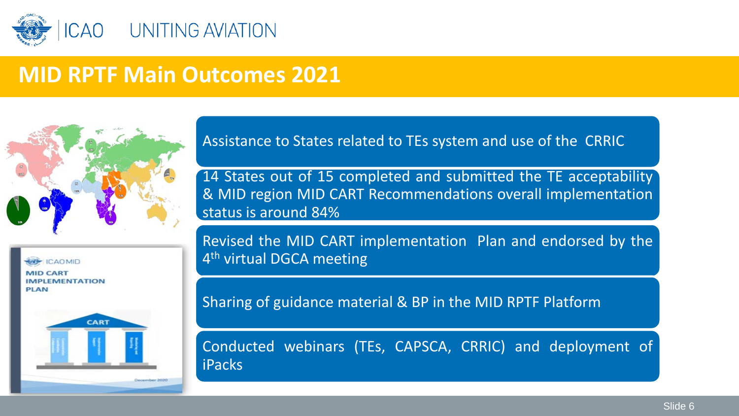# MID RPTF Main Outcomes 2021

- Assistance to States related to TEs system and use of the CRRIC
- 14 States out of 15 completed and submitted the TE acceptability & MID region MID CART Recommendations overall implementation status is around 84%
- Revised the MID CART implementation Plan and endorsed by the 4th virtual DGCA meeting
- Sharing of guidance material & BP in the MID RPTF Platform
- Conducted webinars (TEs, CAPSCA, CRRIC) and deployment of iPacks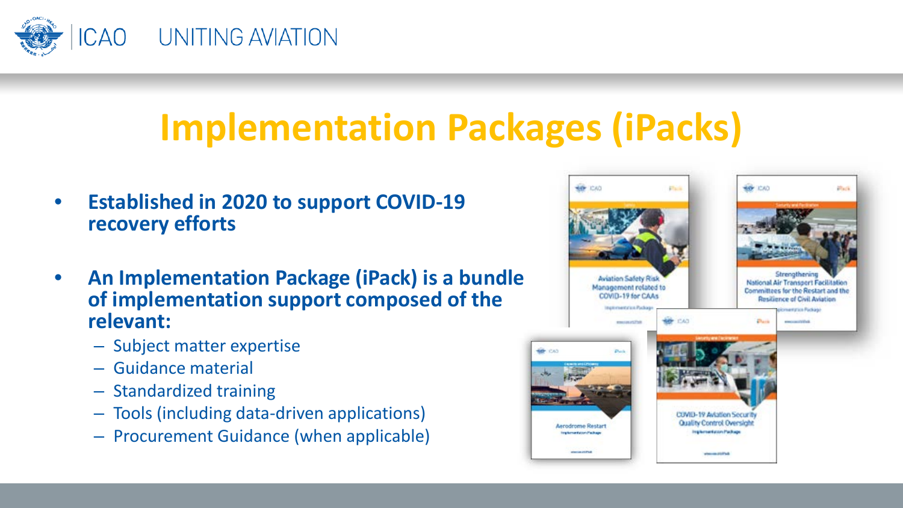# Implementation Packages (iPacks)

- **Established in 2020 to support COVID-19 recovery efforts**
- **An Implementation Package (iPack) is a bundle of implementation support composed of the relevant:**
  - Subject matter expertise
  - Guidance material
  - Standardized training
  - Tools (including data-driven applications)
  - Procurement Guidance (when applicable)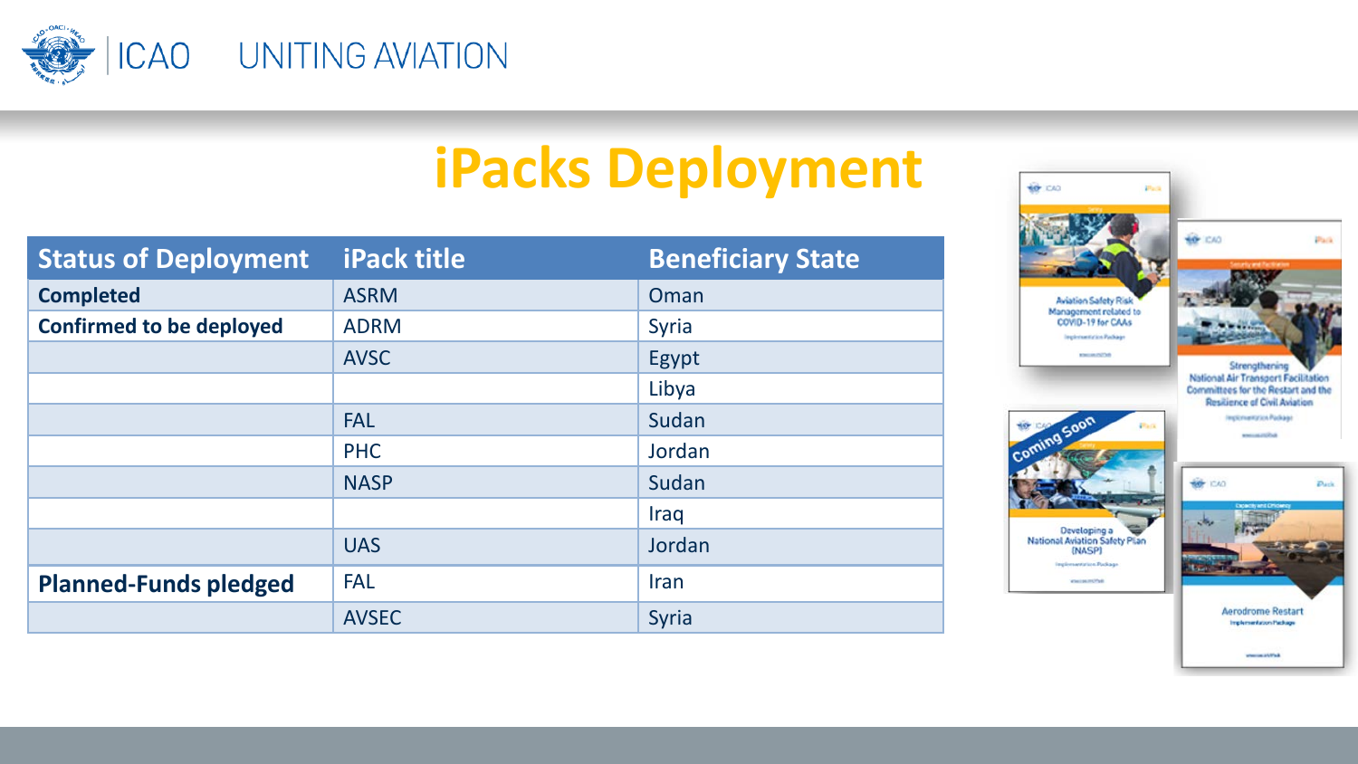# iPacks Deployment

| Status of Deployment | iPack title | Beneficiary State |
|---|---|---|
| **Completed** | ASRM | Oman |
| **Confirmed to be deployed** | ADRM | Syria |
| | AVSC | Egypt |
| | | Libya |
| | FAL | Sudan |
| | PHC | Jordan |
| | NASP | Sudan |
| | | Iraq |
| | UAS | Jordan |
| **Planned-Funds pledged** | FAL | Iran |
| | AVSEC | Syria |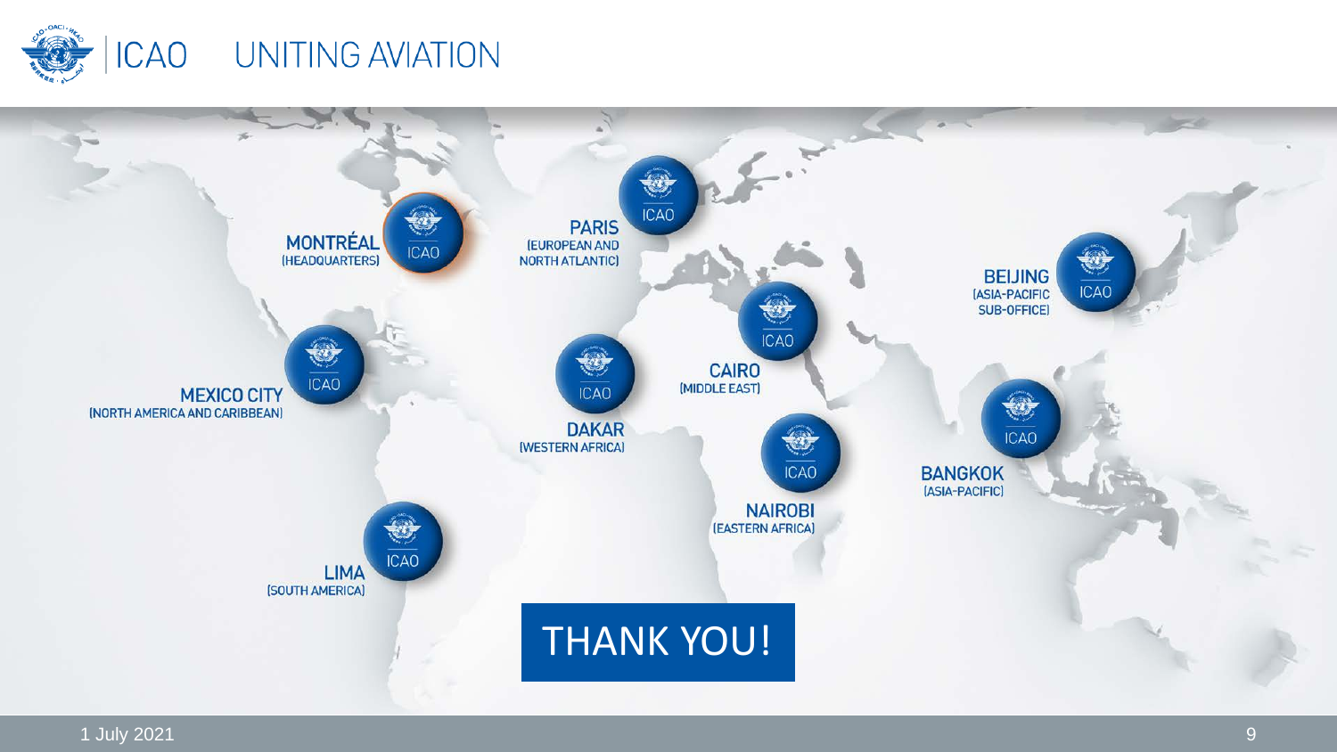ICAO UNITING AVIATION

MONTRÉAL
(HEADQUARTERS)

PARIS
(EUROPEAN AND NORTH ATLANTIC)

BEIJING
(ASIA-PACIFIC SUB-OFFICE)

MEXICO CITY
(NORTH AMERICA AND CARIBBEAN)

CAIRO
(MIDDLE EAST)

DAKAR
(WESTERN AFRICA)

NAIROBI
(EASTERN AFRICA)

BANGKOK
(ASIA-PACIFIC)

LIMA
(SOUTH AMERICA)

# THANK YOU!

1 July 2021